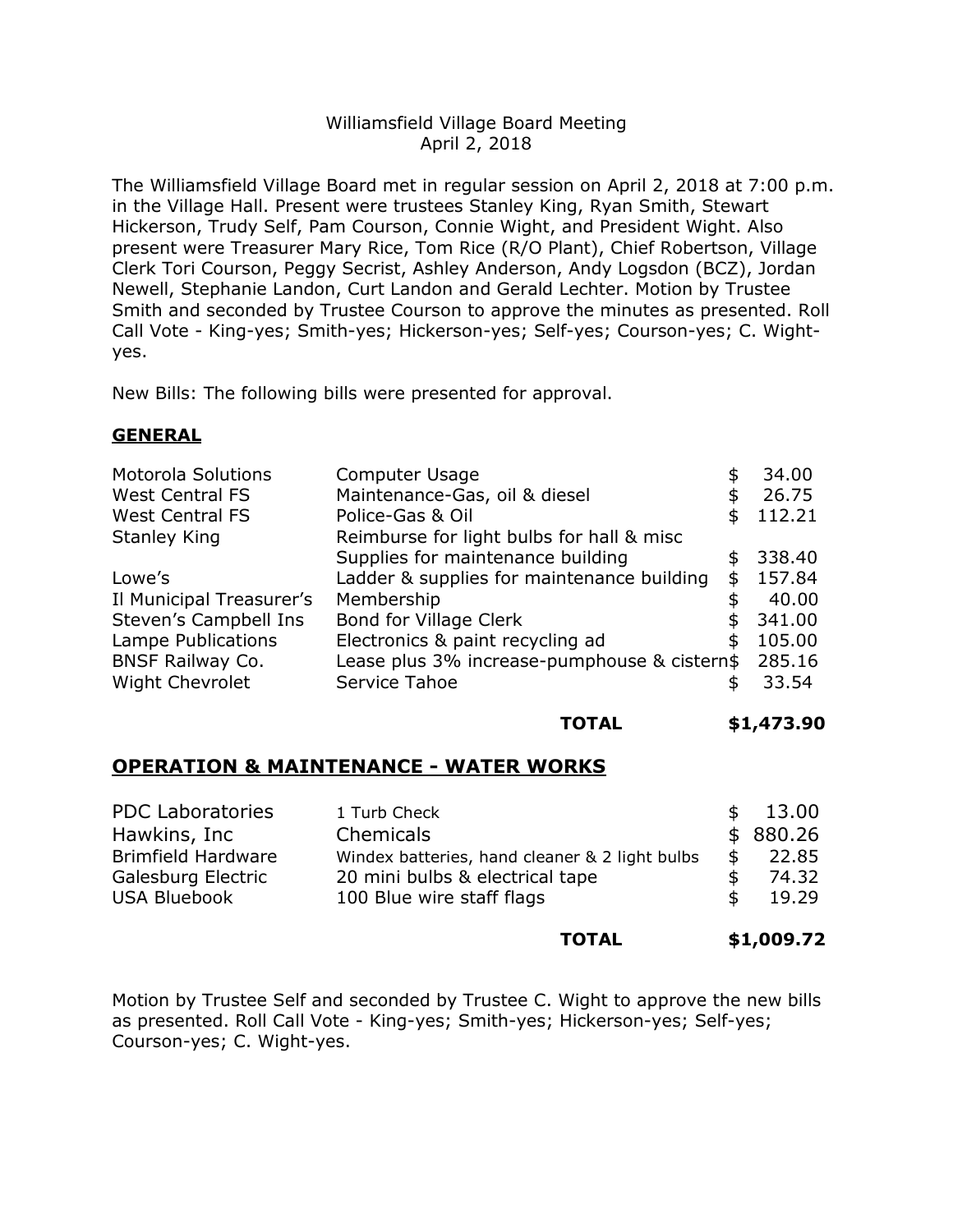Williamsfield Village Board Meeting
April 2, 2018

The Williamsfield Village Board met in regular session on April 2, 2018 at 7:00 p.m. in the Village Hall. Present were trustees Stanley King, Ryan Smith, Stewart Hickerson, Trudy Self, Pam Courson, Connie Wight, and President Wight. Also present were Treasurer Mary Rice, Tom Rice (R/O Plant), Chief Robertson, Village Clerk Tori Courson, Peggy Secrist, Ashley Anderson, Andy Logsdon (BCZ), Jordan Newell, Stephanie Landon, Curt Landon and Gerald Lechter. Motion by Trustee Smith and seconded by Trustee Courson to approve the minutes as presented. Roll Call Vote - King-yes; Smith-yes; Hickerson-yes; Self-yes; Courson-yes; C. Wight-yes.

New Bills: The following bills were presented for approval.

## GENERAL

| | | |
|---|---|---|
| Motorola Solutions | Computer Usage | $ 34.00 |
| West Central FS | Maintenance-Gas, oil & diesel | $ 26.75 |
| West Central FS | Police-Gas & Oil | $ 112.21 |
| Stanley King | Reimburse for light bulbs for hall & misc Supplies for maintenance building | $ 338.40 |
| Lowe's | Ladder & supplies for maintenance building | $ 157.84 |
| Il Municipal Treasurer's | Membership | $ 40.00 |
| Steven's Campbell Ins | Bond for Village Clerk | $ 341.00 |
| Lampe Publications | Electronics & paint recycling ad | $ 105.00 |
| BNSF Railway Co. | Lease plus 3% increase-pumphouse & cistern | $ 285.16 |
| Wight Chevrolet | Service Tahoe | $ 33.54 |
| | **TOTAL** | **$1,473.90** |

## OPERATION & MAINTENANCE - WATER WORKS

| | | |
|---|---|---|
| PDC Laboratories | 1 Turb Check | $ 13.00 |
| Hawkins, Inc | Chemicals | $ 880.26 |
| Brimfield Hardware | Windex batteries, hand cleaner & 2 light bulbs | $ 22.85 |
| Galesburg Electric | 20 mini bulbs & electrical tape | $ 74.32 |
| USA Bluebook | 100 Blue wire staff flags | $ 19.29 |
| | **TOTAL** | **$1,009.72** |

Motion by Trustee Self and seconded by Trustee C. Wight to approve the new bills as presented. Roll Call Vote - King-yes; Smith-yes; Hickerson-yes; Self-yes; Courson-yes; C. Wight-yes.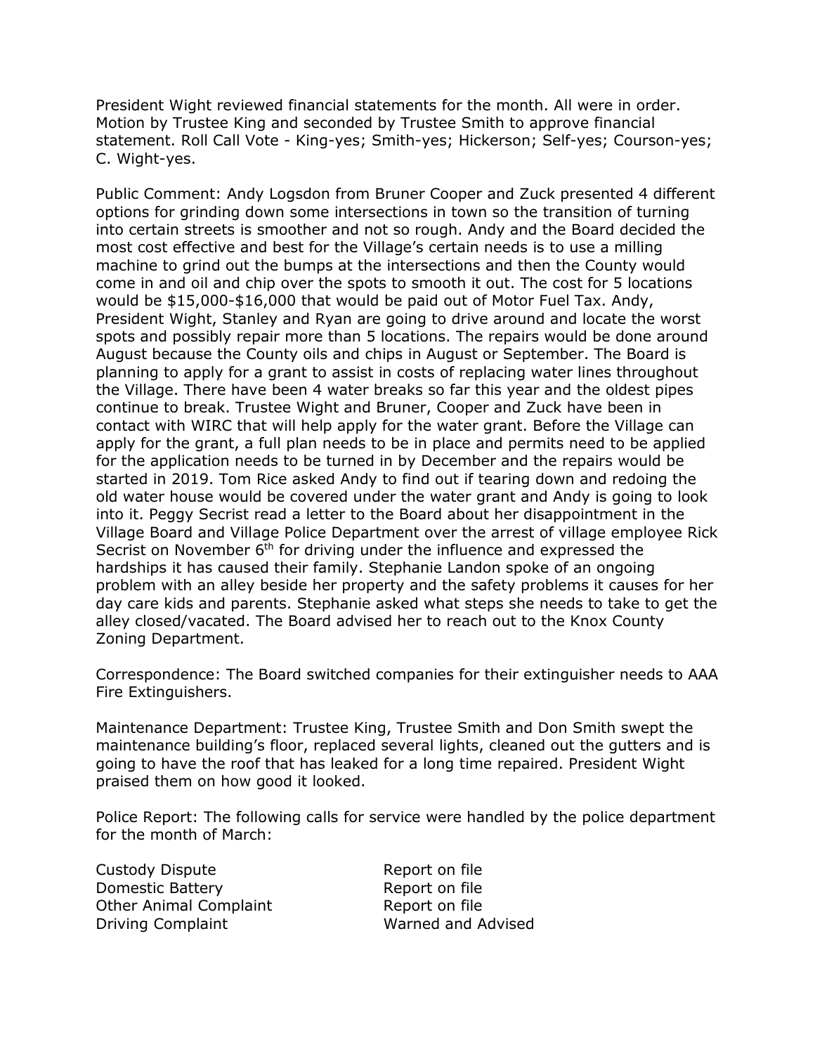President Wight reviewed financial statements for the month. All were in order. Motion by Trustee King and seconded by Trustee Smith to approve financial statement. Roll Call Vote - King-yes; Smith-yes; Hickerson; Self-yes; Courson-yes; C. Wight-yes.

Public Comment: Andy Logsdon from Bruner Cooper and Zuck presented 4 different options for grinding down some intersections in town so the transition of turning into certain streets is smoother and not so rough. Andy and the Board decided the most cost effective and best for the Village's certain needs is to use a milling machine to grind out the bumps at the intersections and then the County would come in and oil and chip over the spots to smooth it out. The cost for 5 locations would be $15,000-$16,000 that would be paid out of Motor Fuel Tax. Andy, President Wight, Stanley and Ryan are going to drive around and locate the worst spots and possibly repair more than 5 locations. The repairs would be done around August because the County oils and chips in August or September. The Board is planning to apply for a grant to assist in costs of replacing water lines throughout the Village. There have been 4 water breaks so far this year and the oldest pipes continue to break. Trustee Wight and Bruner, Cooper and Zuck have been in contact with WIRC that will help apply for the water grant. Before the Village can apply for the grant, a full plan needs to be in place and permits need to be applied for the application needs to be turned in by December and the repairs would be started in 2019. Tom Rice asked Andy to find out if tearing down and redoing the old water house would be covered under the water grant and Andy is going to look into it. Peggy Secrist read a letter to the Board about her disappointment in the Village Board and Village Police Department over the arrest of village employee Rick Secrist on November 6th for driving under the influence and expressed the hardships it has caused their family. Stephanie Landon spoke of an ongoing problem with an alley beside her property and the safety problems it causes for her day care kids and parents. Stephanie asked what steps she needs to take to get the alley closed/vacated. The Board advised her to reach out to the Knox County Zoning Department.

Correspondence: The Board switched companies for their extinguisher needs to AAA Fire Extinguishers.

Maintenance Department: Trustee King, Trustee Smith and Don Smith swept the maintenance building's floor, replaced several lights, cleaned out the gutters and is going to have the roof that has leaked for a long time repaired. President Wight praised them on how good it looked.

Police Report: The following calls for service were handled by the police department for the month of March:

| | |
|---|---|
| Custody Dispute | Report on file |
| Domestic Battery | Report on file |
| Other Animal Complaint | Report on file |
| Driving Complaint | Warned and Advised |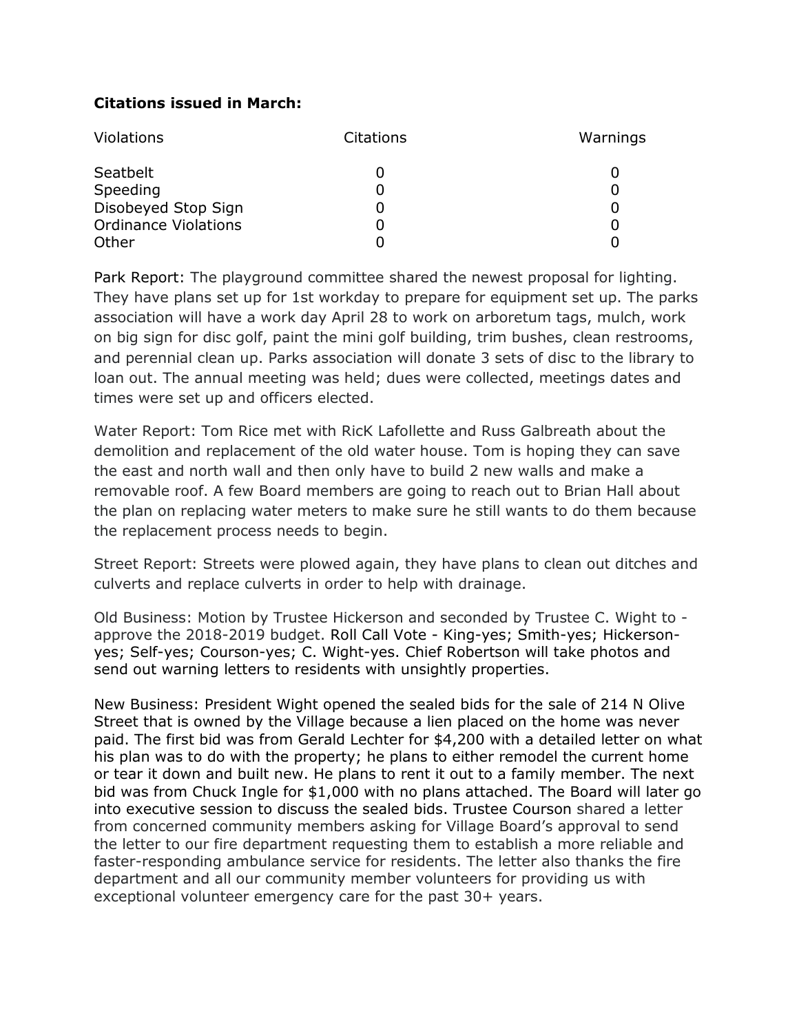**Citations issued in March:**

| Violations | Citations | Warnings |
|---|---|---|
| Seatbelt | 0 | 0 |
| Speeding | 0 | 0 |
| Disobeyed Stop Sign | 0 | 0 |
| Ordinance Violations | 0 | 0 |
| Other | 0 | 0 |

Park Report: The playground committee shared the newest proposal for lighting. They have plans set up for 1st workday to prepare for equipment set up. The parks association will have a work day April 28 to work on arboretum tags, mulch, work on big sign for disc golf, paint the mini golf building, trim bushes, clean restrooms, and perennial clean up. Parks association will donate 3 sets of disc to the library to loan out. The annual meeting was held; dues were collected, meetings dates and times were set up and officers elected.

Water Report: Tom Rice met with RicK Lafollette and Russ Galbreath about the demolition and replacement of the old water house. Tom is hoping they can save the east and north wall and then only have to build 2 new walls and make a removable roof. A few Board members are going to reach out to Brian Hall about the plan on replacing water meters to make sure he still wants to do them because the replacement process needs to begin.

Street Report: Streets were plowed again, they have plans to clean out ditches and culverts and replace culverts in order to help with drainage.

Old Business: Motion by Trustee Hickerson and seconded by Trustee C. Wight to - approve the 2018-2019 budget. Roll Call Vote - King-yes; Smith-yes; Hickerson-yes; Self-yes; Courson-yes; C. Wight-yes. Chief Robertson will take photos and send out warning letters to residents with unsightly properties.

New Business: President Wight opened the sealed bids for the sale of 214 N Olive Street that is owned by the Village because a lien placed on the home was never paid. The first bid was from Gerald Lechter for $4,200 with a detailed letter on what his plan was to do with the property; he plans to either remodel the current home or tear it down and built new. He plans to rent it out to a family member. The next bid was from Chuck Ingle for $1,000 with no plans attached. The Board will later go into executive session to discuss the sealed bids. Trustee Courson shared a letter from concerned community members asking for Village Board's approval to send the letter to our fire department requesting them to establish a more reliable and faster-responding ambulance service for residents. The letter also thanks the fire department and all our community member volunteers for providing us with exceptional volunteer emergency care for the past 30+ years.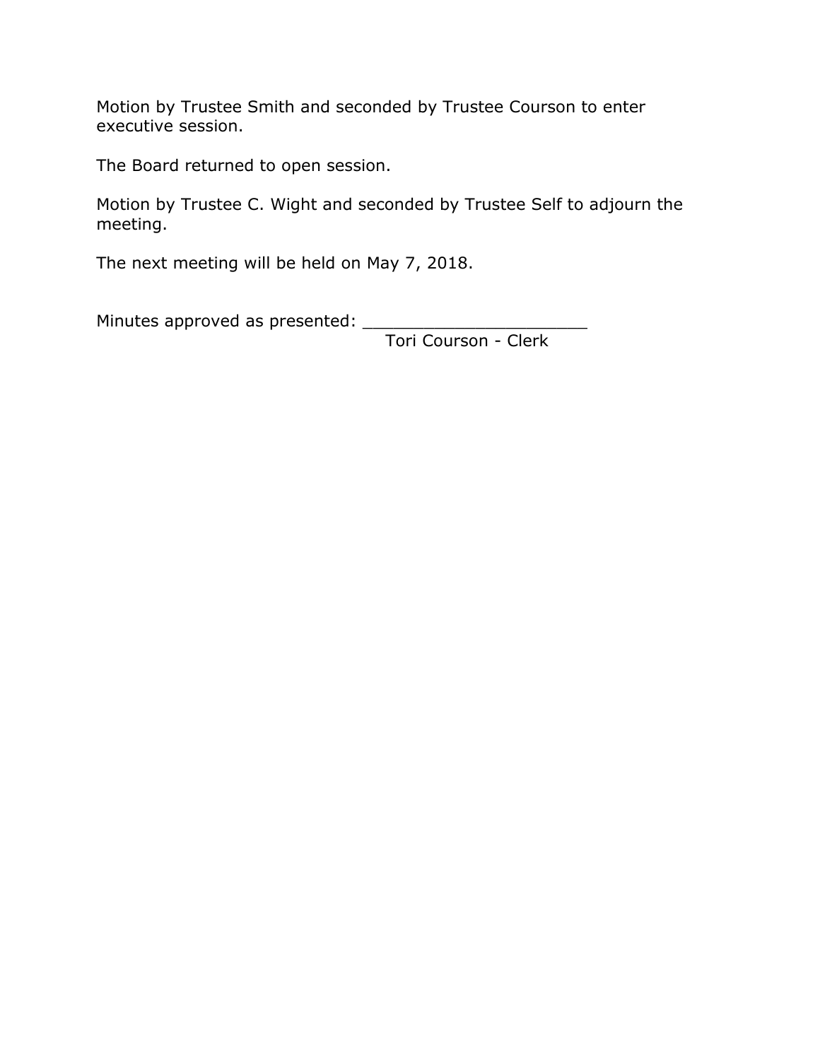Motion by Trustee Smith and seconded by Trustee Courson to enter executive session.

The Board returned to open session.

Motion by Trustee C. Wight and seconded by Trustee Self to adjourn the meeting.

The next meeting will be held on May 7, 2018.

Minutes approved as presented: ______________________
Tori Courson - Clerk